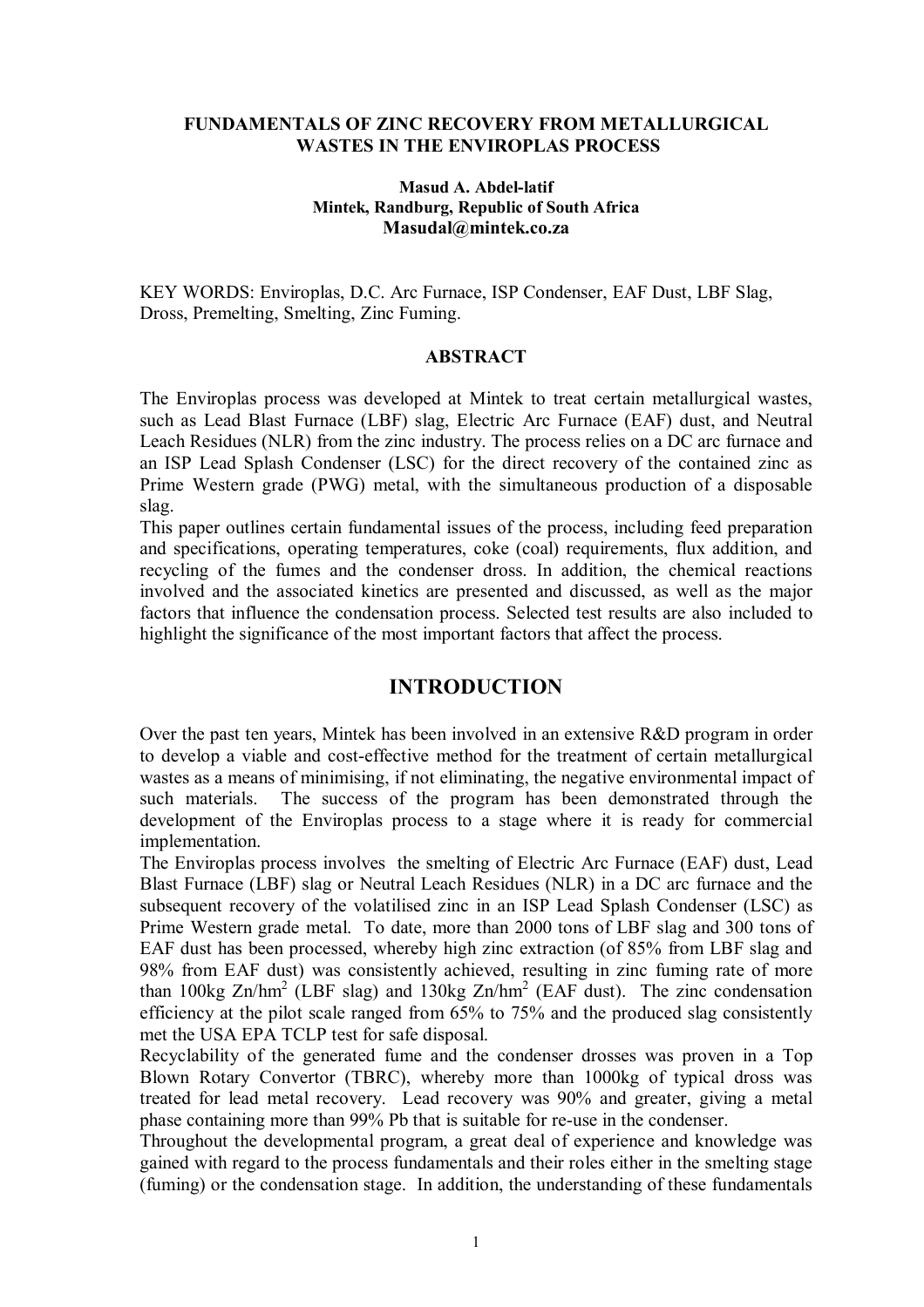# FUNDAMENTALS OF ZINC RECOVERY FROM METALLURGICAL WASTES IN THE ENVIROPLAS PROCESS

**Masud A. Abdel-latif**
**Mintek, Randburg, Republic of South Africa**
**Masudal@mintek.co.za**

KEY WORDS: Enviroplas, D.C. Arc Furnace, ISP Condenser, EAF Dust, LBF Slag, Dross, Premelting, Smelting, Zinc Fuming.

## ABSTRACT

The Enviroplas process was developed at Mintek to treat certain metallurgical wastes, such as Lead Blast Furnace (LBF) slag, Electric Arc Furnace (EAF) dust, and Neutral Leach Residues (NLR) from the zinc industry. The process relies on a DC arc furnace and an ISP Lead Splash Condenser (LSC) for the direct recovery of the contained zinc as Prime Western grade (PWG) metal, with the simultaneous production of a disposable slag.

This paper outlines certain fundamental issues of the process, including feed preparation and specifications, operating temperatures, coke (coal) requirements, flux addition, and recycling of the fumes and the condenser dross. In addition, the chemical reactions involved and the associated kinetics are presented and discussed, as well as the major factors that influence the condensation process. Selected test results are also included to highlight the significance of the most important factors that affect the process.

## INTRODUCTION

Over the past ten years, Mintek has been involved in an extensive R&D program in order to develop a viable and cost-effective method for the treatment of certain metallurgical wastes as a means of minimising, if not eliminating, the negative environmental impact of such materials. The success of the program has been demonstrated through the development of the Enviroplas process to a stage where it is ready for commercial implementation.

The Enviroplas process involves the smelting of Electric Arc Furnace (EAF) dust, Lead Blast Furnace (LBF) slag or Neutral Leach Residues (NLR) in a DC arc furnace and the subsequent recovery of the volatilised zinc in an ISP Lead Splash Condenser (LSC) as Prime Western grade metal. To date, more than 2000 tons of LBF slag and 300 tons of EAF dust has been processed, whereby high zinc extraction (of 85% from LBF slag and 98% from EAF dust) was consistently achieved, resulting in zinc fuming rate of more than 100kg Zn/hm$^2$ (LBF slag) and 130kg Zn/hm$^2$ (EAF dust). The zinc condensation efficiency at the pilot scale ranged from 65% to 75% and the produced slag consistently met the USA EPA TCLP test for safe disposal.

Recyclability of the generated fume and the condenser drosses was proven in a Top Blown Rotary Convertor (TBRC), whereby more than 1000kg of typical dross was treated for lead metal recovery. Lead recovery was 90% and greater, giving a metal phase containing more than 99% Pb that is suitable for re-use in the condenser.

Throughout the developmental program, a great deal of experience and knowledge was gained with regard to the process fundamentals and their roles either in the smelting stage (fuming) or the condensation stage. In addition, the understanding of these fundamentals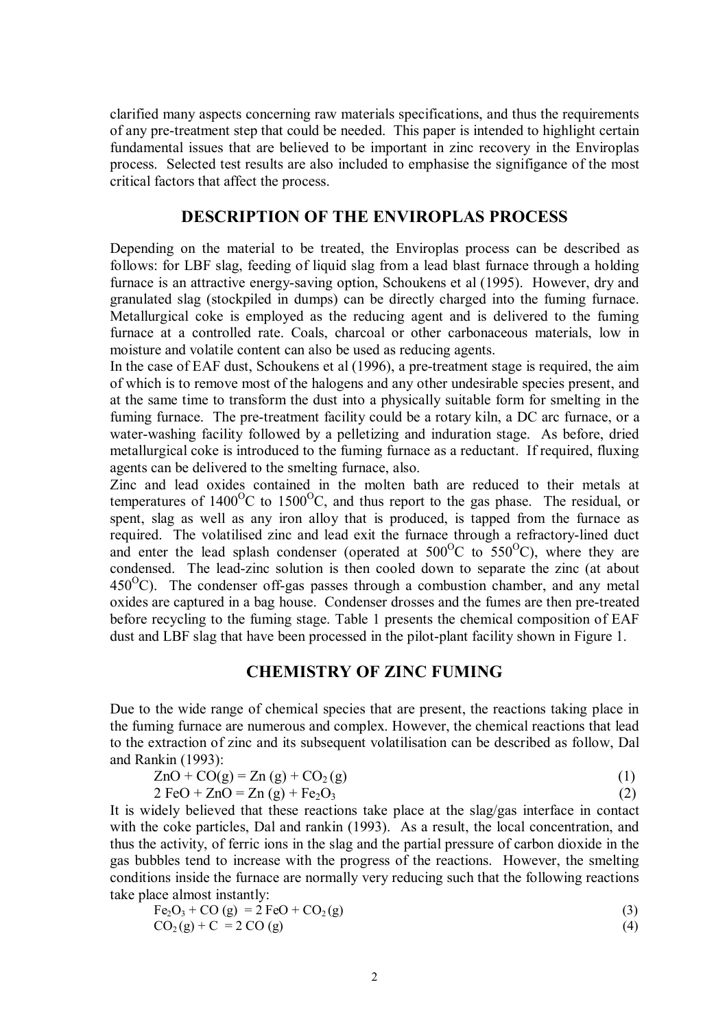clarified many aspects concerning raw materials specifications, and thus the requirements of any pre-treatment step that could be needed. This paper is intended to highlight certain fundamental issues that are believed to be important in zinc recovery in the Enviroplas process. Selected test results are also included to emphasise the signifigance of the most critical factors that affect the process.

## DESCRIPTION OF THE ENVIROPLAS PROCESS

Depending on the material to be treated, the Enviroplas process can be described as follows: for LBF slag, feeding of liquid slag from a lead blast furnace through a holding furnace is an attractive energy-saving option, Schoukens et al (1995). However, dry and granulated slag (stockpiled in dumps) can be directly charged into the fuming furnace. Metallurgical coke is employed as the reducing agent and is delivered to the fuming furnace at a controlled rate. Coals, charcoal or other carbonaceous materials, low in moisture and volatile content can also be used as reducing agents.

In the case of EAF dust, Schoukens et al (1996), a pre-treatment stage is required, the aim of which is to remove most of the halogens and any other undesirable species present, and at the same time to transform the dust into a physically suitable form for smelting in the fuming furnace. The pre-treatment facility could be a rotary kiln, a DC arc furnace, or a water-washing facility followed by a pelletizing and induration stage. As before, dried metallurgical coke is introduced to the fuming furnace as a reductant. If required, fluxing agents can be delivered to the smelting furnace, also.

Zinc and lead oxides contained in the molten bath are reduced to their metals at temperatures of $1400^{O}C$ to $1500^{O}C$, and thus report to the gas phase. The residual, or spent, slag as well as any iron alloy that is produced, is tapped from the furnace as required. The volatilised zinc and lead exit the furnace through a refractory-lined duct and enter the lead splash condenser (operated at $500^{O}C$ to $550^{O}C$), where they are condensed. The lead-zinc solution is then cooled down to separate the zinc (at about $450^{O}C$). The condenser off-gas passes through a combustion chamber, and any metal oxides are captured in a bag house. Condenser drosses and the fumes are then pre-treated before recycling to the fuming stage. Table 1 presents the chemical composition of EAF dust and LBF slag that have been processed in the pilot-plant facility shown in Figure 1.

## CHEMISTRY OF ZINC FUMING

Due to the wide range of chemical species that are present, the reactions taking place in the fuming furnace are numerous and complex. However, the chemical reactions that lead to the extraction of zinc and its subsequent volatilisation can be described as follow, Dal and Rankin (1993):

$$ZnO + CO(g) = Zn\,(g) + CO_2\,(g) \qquad (1)$$

$$2\,FeO + ZnO = Zn\,(g) + Fe_2O_3 \qquad (2)$$

It is widely believed that these reactions take place at the slag/gas interface in contact with the coke particles, Dal and rankin (1993). As a result, the local concentration, and thus the activity, of ferric ions in the slag and the partial pressure of carbon dioxide in the gas bubbles tend to increase with the progress of the reactions. However, the smelting conditions inside the furnace are normally very reducing such that the following reactions take place almost instantly:

$$Fe_2O_3 + CO\,(g) = 2\,FeO + CO_2\,(g) \qquad (3)$$

$$CO_2\,(g) + C = 2\,CO\,(g) \qquad (4)$$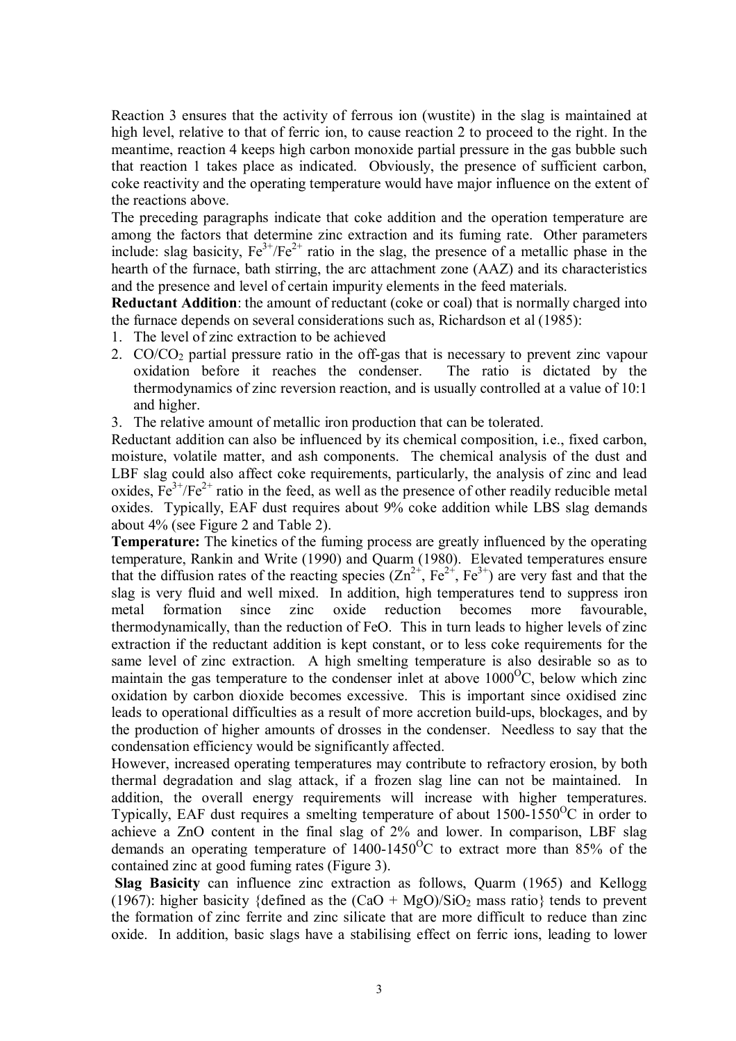Reaction 3 ensures that the activity of ferrous ion (wustite) in the slag is maintained at high level, relative to that of ferric ion, to cause reaction 2 to proceed to the right. In the meantime, reaction 4 keeps high carbon monoxide partial pressure in the gas bubble such that reaction 1 takes place as indicated. Obviously, the presence of sufficient carbon, coke reactivity and the operating temperature would have major influence on the extent of the reactions above.

The preceding paragraphs indicate that coke addition and the operation temperature are among the factors that determine zinc extraction and its fuming rate. Other parameters include: slag basicity, $Fe^{3+}/Fe^{2+}$ ratio in the slag, the presence of a metallic phase in the hearth of the furnace, bath stirring, the arc attachment zone (AAZ) and its characteristics and the presence and level of certain impurity elements in the feed materials.

**Reductant Addition**: the amount of reductant (coke or coal) that is normally charged into the furnace depends on several considerations such as, Richardson et al (1985):

1. The level of zinc extraction to be achieved
2. $CO/CO_2$ partial pressure ratio in the off-gas that is necessary to prevent zinc vapour oxidation before it reaches the condenser. The ratio is dictated by the thermodynamics of zinc reversion reaction, and is usually controlled at a value of 10:1 and higher.
3. The relative amount of metallic iron production that can be tolerated.

Reductant addition can also be influenced by its chemical composition, i.e., fixed carbon, moisture, volatile matter, and ash components. The chemical analysis of the dust and LBF slag could also affect coke requirements, particularly, the analysis of zinc and lead oxides, $Fe^{3+}/Fe^{2+}$ ratio in the feed, as well as the presence of other readily reducible metal oxides. Typically, EAF dust requires about 9% coke addition while LBS slag demands about 4% (see Figure 2 and Table 2).

**Temperature:** The kinetics of the fuming process are greatly influenced by the operating temperature, Rankin and Write (1990) and Quarm (1980). Elevated temperatures ensure that the diffusion rates of the reacting species ($Zn^{2+}$, $Fe^{2+}$, $Fe^{3+}$) are very fast and that the slag is very fluid and well mixed. In addition, high temperatures tend to suppress iron metal formation since zinc oxide reduction becomes more favourable, thermodynamically, than the reduction of FeO. This in turn leads to higher levels of zinc extraction if the reductant addition is kept constant, or to less coke requirements for the same level of zinc extraction. A high smelting temperature is also desirable so as to maintain the gas temperature to the condenser inlet at above $1000^{O}C$, below which zinc oxidation by carbon dioxide becomes excessive. This is important since oxidised zinc leads to operational difficulties as a result of more accretion build-ups, blockages, and by the production of higher amounts of drosses in the condenser. Needless to say that the condensation efficiency would be significantly affected.

However, increased operating temperatures may contribute to refractory erosion, by both thermal degradation and slag attack, if a frozen slag line can not be maintained. In addition, the overall energy requirements will increase with higher temperatures. Typically, EAF dust requires a smelting temperature of about $1500\text{-}1550^{O}C$ in order to achieve a ZnO content in the final slag of 2% and lower. In comparison, LBF slag demands an operating temperature of $1400\text{-}1450^{O}C$ to extract more than 85% of the contained zinc at good fuming rates (Figure 3).

**Slag Basicity** can influence zinc extraction as follows, Quarm (1965) and Kellogg (1967): higher basicity {defined as the $(CaO + MgO)/SiO_2$ mass ratio} tends to prevent the formation of zinc ferrite and zinc silicate that are more difficult to reduce than zinc oxide. In addition, basic slags have a stabilising effect on ferric ions, leading to lower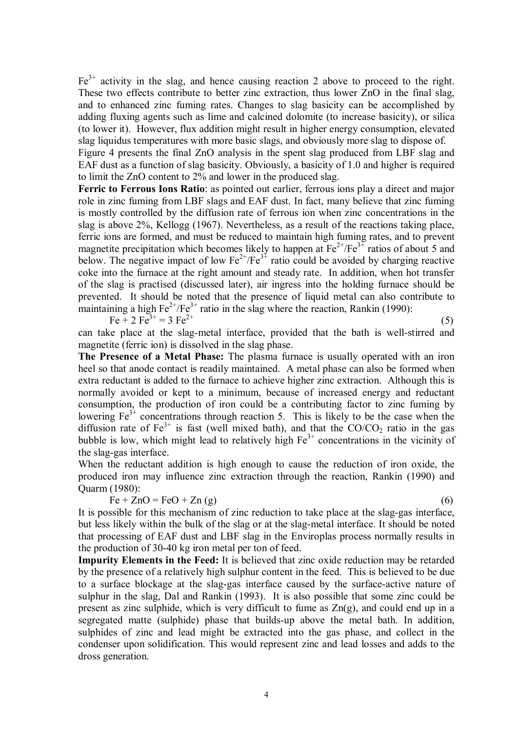$Fe^{3+}$ activity in the slag, and hence causing reaction 2 above to proceed to the right. These two effects contribute to better zinc extraction, thus lower ZnO in the final slag, and to enhanced zinc fuming rates. Changes to slag basicity can be accomplished by adding fluxing agents such as lime and calcined dolomite (to increase basicity), or silica (to lower it). However, flux addition might result in higher energy consumption, elevated slag liquidus temperatures with more basic slags, and obviously more slag to dispose of.

Figure 4 presents the final ZnO analysis in the spent slag produced from LBF slag and EAF dust as a function of slag basicity. Obviously, a basicity of 1.0 and higher is required to limit the ZnO content to 2% and lower in the produced slag.

**Ferric to Ferrous Ions Ratio**: as pointed out earlier, ferrous ions play a direct and major role in zinc fuming from LBF slags and EAF dust. In fact, many believe that zinc fuming is mostly controlled by the diffusion rate of ferrous ion when zinc concentrations in the slag is above 2%, Kellogg (1967). Nevertheless, as a result of the reactions taking place, ferric ions are formed, and must be reduced to maintain high fuming rates, and to prevent magnetite precipitation which becomes likely to happen at $Fe^{2+}/Fe^{3+}$ ratios of about 5 and below. The negative impact of low $Fe^{2+}/Fe^{3+}$ ratio could be avoided by charging reactive coke into the furnace at the right amount and steady rate. In addition, when hot transfer of the slag is practised (discussed later), air ingress into the holding furnace should be prevented. It should be noted that the presence of liquid metal can also contribute to maintaining a high $Fe^{2+}/Fe^{3+}$ ratio in the slag where the reaction, Rankin (1990):

$$Fe + 2\,Fe^{3+} = 3\,Fe^{2+} \qquad (5)$$

can take place at the slag-metal interface, provided that the bath is well-stirred and magnetite (ferric ion) is dissolved in the slag phase.

**The Presence of a Metal Phase:** The plasma furnace is usually operated with an iron heel so that anode contact is readily maintained. A metal phase can also be formed when extra reductant is added to the furnace to achieve higher zinc extraction. Although this is normally avoided or kept to a minimum, because of increased energy and reductant consumption, the production of iron could be a contributing factor to zinc fuming by lowering $Fe^{3+}$ concentrations through reaction 5. This is likely to be the case when the diffusion rate of $Fe^{3+}$ is fast (well mixed bath), and that the $CO/CO_2$ ratio in the gas bubble is low, which might lead to relatively high $Fe^{3+}$ concentrations in the vicinity of the slag-gas interface.

When the reductant addition is high enough to cause the reduction of iron oxide, the produced iron may influence zinc extraction through the reaction, Rankin (1990) and Quarm (1980):

$$Fe + ZnO = FeO + Zn\,(g) \qquad (6)$$

It is possible for this mechanism of zinc reduction to take place at the slag-gas interface, but less likely within the bulk of the slag or at the slag-metal interface. It should be noted that processing of EAF dust and LBF slag in the Enviroplas process normally results in the production of 30-40 kg iron metal per ton of feed.

**Impurity Elements in the Feed:** It is believed that zinc oxide reduction may be retarded by the presence of a relatively high sulphur content in the feed. This is believed to be due to a surface blockage at the slag-gas interface caused by the surface-active nature of sulphur in the slag, Dal and Rankin (1993). It is also possible that some zinc could be present as zinc sulphide, which is very difficult to fume as $Zn(g)$, and could end up in a segregated matte (sulphide) phase that builds-up above the metal bath. In addition, sulphides of zinc and lead might be extracted into the gas phase, and collect in the condenser upon solidification. This would represent zinc and lead losses and adds to the dross generation.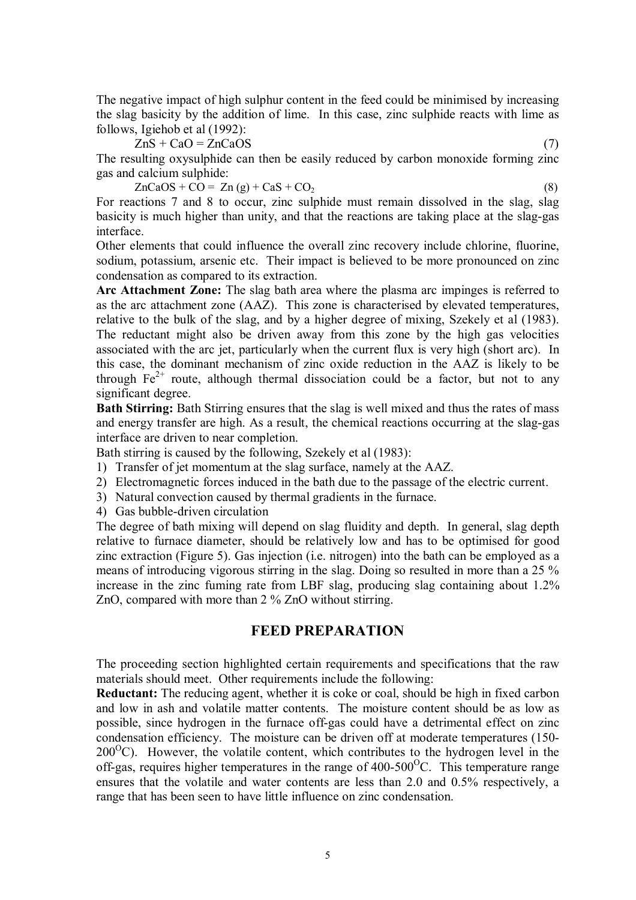The negative impact of high sulphur content in the feed could be minimised by increasing the slag basicity by the addition of lime. In this case, zinc sulphide reacts with lime as follows, Igiehob et al (1992):

$$ZnS + CaO = ZnCaOS \quad (7)$$

The resulting oxysulphide can then be easily reduced by carbon monoxide forming zinc gas and calcium sulphide:

$$ZnCaOS + CO = Zn\,(g) + CaS + CO_2 \quad (8)$$

For reactions 7 and 8 to occur, zinc sulphide must remain dissolved in the slag, slag basicity is much higher than unity, and that the reactions are taking place at the slag-gas interface.

Other elements that could influence the overall zinc recovery include chlorine, fluorine, sodium, potassium, arsenic etc. Their impact is believed to be more pronounced on zinc condensation as compared to its extraction.

**Arc Attachment Zone:** The slag bath area where the plasma arc impinges is referred to as the arc attachment zone (AAZ). This zone is characterised by elevated temperatures, relative to the bulk of the slag, and by a higher degree of mixing, Szekely et al (1983). The reductant might also be driven away from this zone by the high gas velocities associated with the arc jet, particularly when the current flux is very high (short arc). In this case, the dominant mechanism of zinc oxide reduction in the AAZ is likely to be through $Fe^{2+}$ route, although thermal dissociation could be a factor, but not to any significant degree.

**Bath Stirring:** Bath Stirring ensures that the slag is well mixed and thus the rates of mass and energy transfer are high. As a result, the chemical reactions occurring at the slag-gas interface are driven to near completion.

Bath stirring is caused by the following, Szekely et al (1983):

1) Transfer of jet momentum at the slag surface, namely at the AAZ.
2) Electromagnetic forces induced in the bath due to the passage of the electric current.
3) Natural convection caused by thermal gradients in the furnace.
4) Gas bubble-driven circulation

The degree of bath mixing will depend on slag fluidity and depth. In general, slag depth relative to furnace diameter, should be relatively low and has to be optimised for good zinc extraction (Figure 5). Gas injection (i.e. nitrogen) into the bath can be employed as a means of introducing vigorous stirring in the slag. Doing so resulted in more than a 25 % increase in the zinc fuming rate from LBF slag, producing slag containing about 1.2% ZnO, compared with more than 2 % ZnO without stirring.

## FEED PREPARATION

The proceeding section highlighted certain requirements and specifications that the raw materials should meet. Other requirements include the following:

**Reductant:** The reducing agent, whether it is coke or coal, should be high in fixed carbon and low in ash and volatile matter contents. The moisture content should be as low as possible, since hydrogen in the furnace off-gas could have a detrimental effect on zinc condensation efficiency. The moisture can be driven off at moderate temperatures (150-200$^{O}$C). However, the volatile content, which contributes to the hydrogen level in the off-gas, requires higher temperatures in the range of 400-500$^{O}$C. This temperature range ensures that the volatile and water contents are less than 2.0 and 0.5% respectively, a range that has been seen to have little influence on zinc condensation.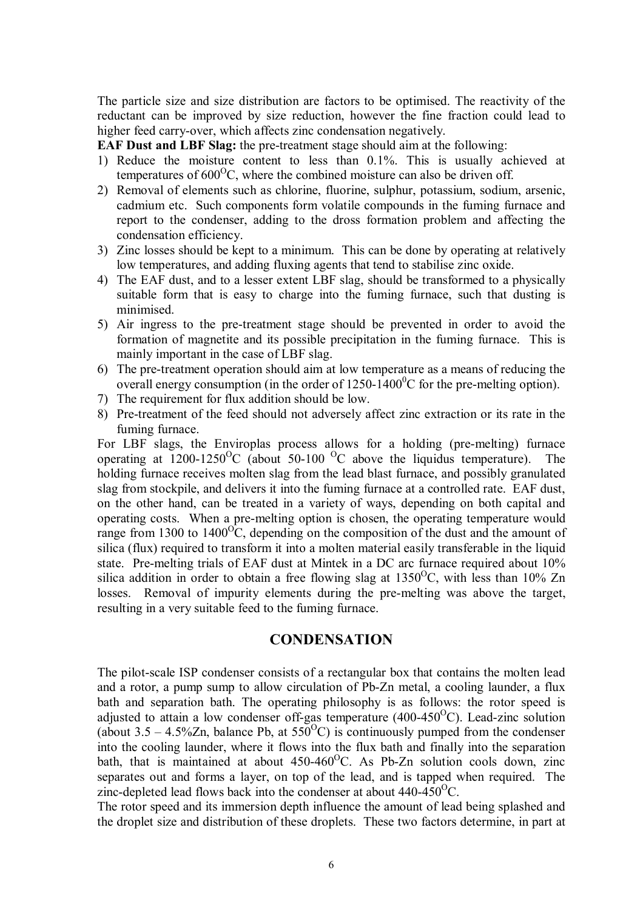The particle size and size distribution are factors to be optimised. The reactivity of the reductant can be improved by size reduction, however the fine fraction could lead to higher feed carry-over, which affects zinc condensation negatively.

**EAF Dust and LBF Slag:** the pre-treatment stage should aim at the following:

1) Reduce the moisture content to less than 0.1%. This is usually achieved at temperatures of 600$^{O}$C, where the combined moisture can also be driven off.
2) Removal of elements such as chlorine, fluorine, sulphur, potassium, sodium, arsenic, cadmium etc. Such components form volatile compounds in the fuming furnace and report to the condenser, adding to the dross formation problem and affecting the condensation efficiency.
3) Zinc losses should be kept to a minimum. This can be done by operating at relatively low temperatures, and adding fluxing agents that tend to stabilise zinc oxide.
4) The EAF dust, and to a lesser extent LBF slag, should be transformed to a physically suitable form that is easy to charge into the fuming furnace, such that dusting is minimised.
5) Air ingress to the pre-treatment stage should be prevented in order to avoid the formation of magnetite and its possible precipitation in the fuming furnace. This is mainly important in the case of LBF slag.
6) The pre-treatment operation should aim at low temperature as a means of reducing the overall energy consumption (in the order of 1250-1400$^{0}$C for the pre-melting option).
7) The requirement for flux addition should be low.
8) Pre-treatment of the feed should not adversely affect zinc extraction or its rate in the fuming furnace.

For LBF slags, the Enviroplas process allows for a holding (pre-melting) furnace operating at 1200-1250$^{O}$C (about 50-100 $^{O}$C above the liquidus temperature). The holding furnace receives molten slag from the lead blast furnace, and possibly granulated slag from stockpile, and delivers it into the fuming furnace at a controlled rate. EAF dust, on the other hand, can be treated in a variety of ways, depending on both capital and operating costs. When a pre-melting option is chosen, the operating temperature would range from 1300 to 1400$^{O}$C, depending on the composition of the dust and the amount of silica (flux) required to transform it into a molten material easily transferable in the liquid state. Pre-melting trials of EAF dust at Mintek in a DC arc furnace required about 10% silica addition in order to obtain a free flowing slag at 1350$^{O}$C, with less than 10% Zn losses. Removal of impurity elements during the pre-melting was above the target, resulting in a very suitable feed to the fuming furnace.

## CONDENSATION

The pilot-scale ISP condenser consists of a rectangular box that contains the molten lead and a rotor, a pump sump to allow circulation of Pb-Zn metal, a cooling launder, a flux bath and separation bath. The operating philosophy is as follows: the rotor speed is adjusted to attain a low condenser off-gas temperature (400-450$^{O}$C). Lead-zinc solution (about 3.5 – 4.5%Zn, balance Pb, at 550$^{O}$C) is continuously pumped from the condenser into the cooling launder, where it flows into the flux bath and finally into the separation bath, that is maintained at about 450-460$^{O}$C. As Pb-Zn solution cools down, zinc separates out and forms a layer, on top of the lead, and is tapped when required. The zinc-depleted lead flows back into the condenser at about 440-450$^{O}$C.

The rotor speed and its immersion depth influence the amount of lead being splashed and the droplet size and distribution of these droplets. These two factors determine, in part at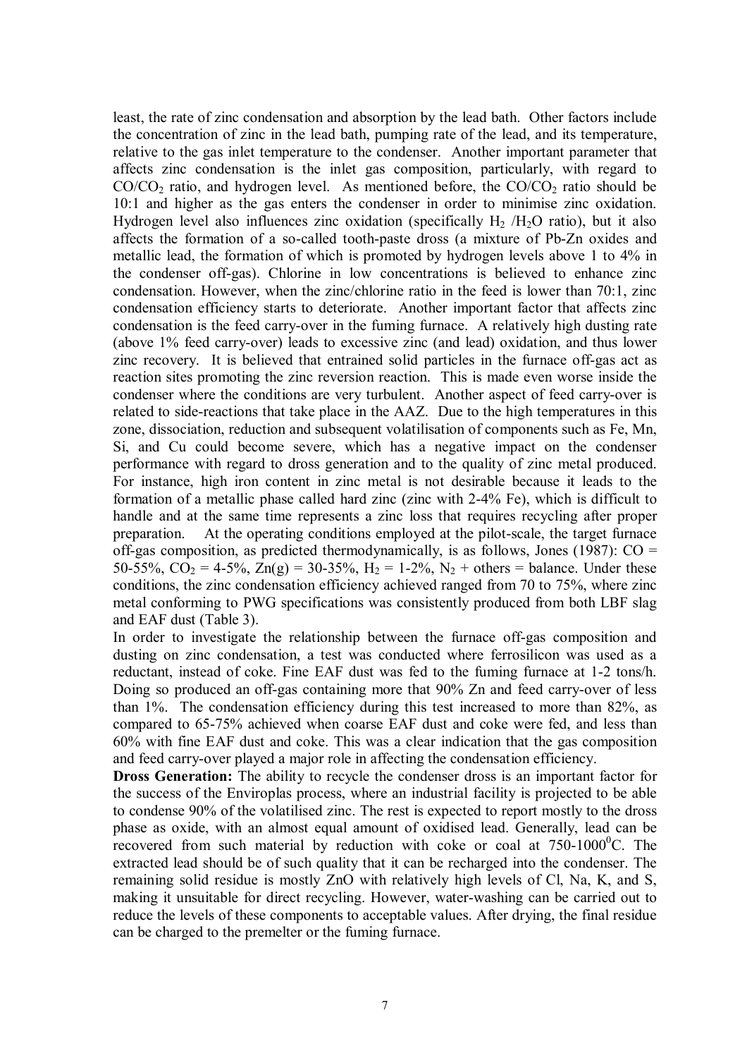least, the rate of zinc condensation and absorption by the lead bath. Other factors include the concentration of zinc in the lead bath, pumping rate of the lead, and its temperature, relative to the gas inlet temperature to the condenser. Another important parameter that affects zinc condensation is the inlet gas composition, particularly, with regard to $CO/CO_2$ ratio, and hydrogen level. As mentioned before, the $CO/CO_2$ ratio should be 10:1 and higher as the gas enters the condenser in order to minimise zinc oxidation. Hydrogen level also influences zinc oxidation (specifically $H_2$ /$H_2O$ ratio), but it also affects the formation of a so-called tooth-paste dross (a mixture of Pb-Zn oxides and metallic lead, the formation of which is promoted by hydrogen levels above 1 to 4% in the condenser off-gas). Chlorine in low concentrations is believed to enhance zinc condensation. However, when the zinc/chlorine ratio in the feed is lower than 70:1, zinc condensation efficiency starts to deteriorate. Another important factor that affects zinc condensation is the feed carry-over in the fuming furnace. A relatively high dusting rate (above 1% feed carry-over) leads to excessive zinc (and lead) oxidation, and thus lower zinc recovery. It is believed that entrained solid particles in the furnace off-gas act as reaction sites promoting the zinc reversion reaction. This is made even worse inside the condenser where the conditions are very turbulent. Another aspect of feed carry-over is related to side-reactions that take place in the AAZ. Due to the high temperatures in this zone, dissociation, reduction and subsequent volatilisation of components such as Fe, Mn, Si, and Cu could become severe, which has a negative impact on the condenser performance with regard to dross generation and to the quality of zinc metal produced. For instance, high iron content in zinc metal is not desirable because it leads to the formation of a metallic phase called hard zinc (zinc with 2-4% Fe), which is difficult to handle and at the same time represents a zinc loss that requires recycling after proper preparation. At the operating conditions employed at the pilot-scale, the target furnace off-gas composition, as predicted thermodynamically, is as follows, Jones (1987): CO = 50-55%, $CO_2$ = 4-5%, Zn(g) = 30-35%, $H_2$ = 1-2%, $N_2$ + others = balance. Under these conditions, the zinc condensation efficiency achieved ranged from 70 to 75%, where zinc metal conforming to PWG specifications was consistently produced from both LBF slag and EAF dust (Table 3).

In order to investigate the relationship between the furnace off-gas composition and dusting on zinc condensation, a test was conducted where ferrosilicon was used as a reductant, instead of coke. Fine EAF dust was fed to the fuming furnace at 1-2 tons/h. Doing so produced an off-gas containing more that 90% Zn and feed carry-over of less than 1%. The condensation efficiency during this test increased to more than 82%, as compared to 65-75% achieved when coarse EAF dust and coke were fed, and less than 60% with fine EAF dust and coke. This was a clear indication that the gas composition and feed carry-over played a major role in affecting the condensation efficiency.

**Dross Generation:** The ability to recycle the condenser dross is an important factor for the success of the Enviroplas process, where an industrial facility is projected to be able to condense 90% of the volatilised zinc. The rest is expected to report mostly to the dross phase as oxide, with an almost equal amount of oxidised lead. Generally, lead can be recovered from such material by reduction with coke or coal at 750-1000$^0$C. The extracted lead should be of such quality that it can be recharged into the condenser. The remaining solid residue is mostly ZnO with relatively high levels of Cl, Na, K, and S, making it unsuitable for direct recycling. However, water-washing can be carried out to reduce the levels of these components to acceptable values. After drying, the final residue can be charged to the premelter or the fuming furnace.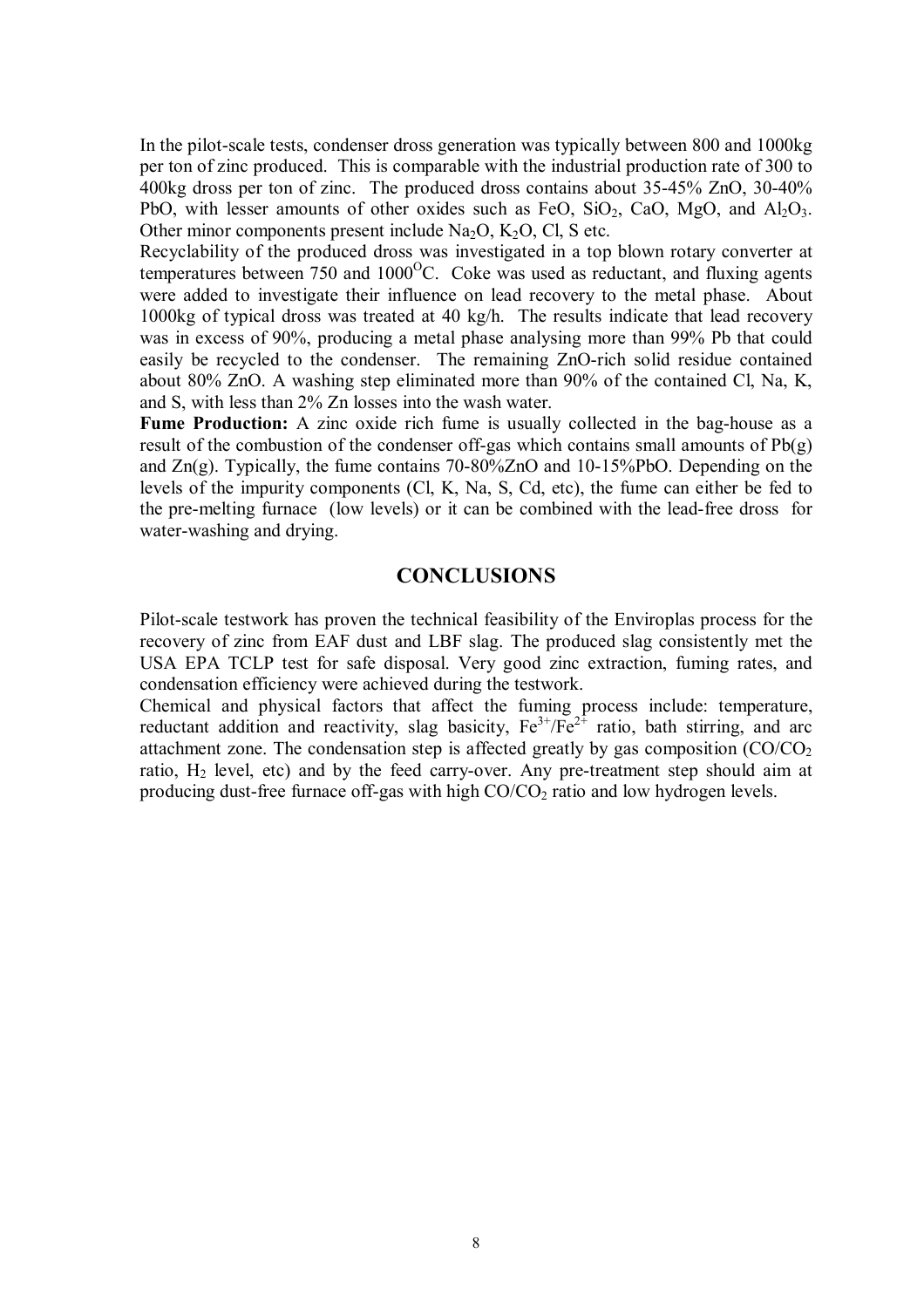In the pilot-scale tests, condenser dross generation was typically between 800 and 1000kg per ton of zinc produced. This is comparable with the industrial production rate of 300 to 400kg dross per ton of zinc. The produced dross contains about 35-45% ZnO, 30-40% PbO, with lesser amounts of other oxides such as FeO, $SiO_2$, CaO, MgO, and $Al_2O_3$. Other minor components present include $Na_2O$, $K_2O$, Cl, S etc.

Recyclability of the produced dross was investigated in a top blown rotary converter at temperatures between 750 and 1000$^{O}$C. Coke was used as reductant, and fluxing agents were added to investigate their influence on lead recovery to the metal phase. About 1000kg of typical dross was treated at 40 kg/h. The results indicate that lead recovery was in excess of 90%, producing a metal phase analysing more than 99% Pb that could easily be recycled to the condenser. The remaining ZnO-rich solid residue contained about 80% ZnO. A washing step eliminated more than 90% of the contained Cl, Na, K, and S, with less than 2% Zn losses into the wash water.

**Fume Production:** A zinc oxide rich fume is usually collected in the bag-house as a result of the combustion of the condenser off-gas which contains small amounts of Pb(g) and Zn(g). Typically, the fume contains 70-80%ZnO and 10-15%PbO. Depending on the levels of the impurity components (Cl, K, Na, S, Cd, etc), the fume can either be fed to the pre-melting furnace (low levels) or it can be combined with the lead-free dross for water-washing and drying.

## CONCLUSIONS

Pilot-scale testwork has proven the technical feasibility of the Enviroplas process for the recovery of zinc from EAF dust and LBF slag. The produced slag consistently met the USA EPA TCLP test for safe disposal. Very good zinc extraction, fuming rates, and condensation efficiency were achieved during the testwork.

Chemical and physical factors that affect the fuming process include: temperature, reductant addition and reactivity, slag basicity, $Fe^{3+}/Fe^{2+}$ ratio, bath stirring, and arc attachment zone. The condensation step is affected greatly by gas composition ($CO/CO_2$ ratio, $H_2$ level, etc) and by the feed carry-over. Any pre-treatment step should aim at producing dust-free furnace off-gas with high $CO/CO_2$ ratio and low hydrogen levels.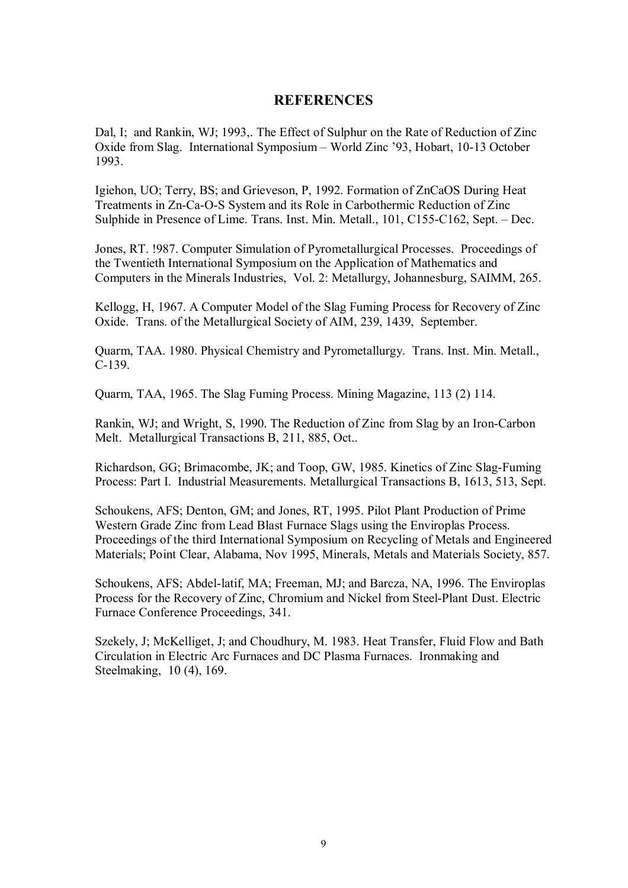## REFERENCES

Dal, I; and Rankin, WJ; 1993,. The Effect of Sulphur on the Rate of Reduction of Zinc Oxide from Slag. International Symposium – World Zinc '93, Hobart, 10-13 October 1993.

Igiehon, UO; Terry, BS; and Grieveson, P, 1992. Formation of ZnCaOS During Heat Treatments in Zn-Ca-O-S System and its Role in Carbothermic Reduction of Zinc Sulphide in Presence of Lime. Trans. Inst. Min. Metall., 101, C155-C162, Sept. – Dec.

Jones, RT. !987. Computer Simulation of Pyrometallurgical Processes. Proceedings of the Twentieth International Symposium on the Application of Mathematics and Computers in the Minerals Industries, Vol. 2: Metallurgy, Johannesburg, SAIMM, 265.

Kellogg, H, 1967. A Computer Model of the Slag Fuming Process for Recovery of Zinc Oxide. Trans. of the Metallurgical Society of AIM, 239, 1439, September.

Quarm, TAA. 1980. Physical Chemistry and Pyrometallurgy. Trans. Inst. Min. Metall., C-139.

Quarm, TAA, 1965. The Slag Fuming Process. Mining Magazine, 113 (2) 114.

Rankin, WJ; and Wright, S, 1990. The Reduction of Zinc from Slag by an Iron-Carbon Melt. Metallurgical Transactions B, 211, 885, Oct..

Richardson, GG; Brimacombe, JK; and Toop, GW, 1985. Kinetics of Zinc Slag-Fuming Process: Part I. Industrial Measurements. Metallurgical Transactions B, 1613, 513, Sept.

Schoukens, AFS; Denton, GM; and Jones, RT, 1995. Pilot Plant Production of Prime Western Grade Zinc from Lead Blast Furnace Slags using the Enviroplas Process. Proceedings of the third International Symposium on Recycling of Metals and Engineered Materials; Point Clear, Alabama, Nov 1995, Minerals, Metals and Materials Society, 857.

Schoukens, AFS; Abdel-latif, MA; Freeman, MJ; and Barcza, NA, 1996. The Enviroplas Process for the Recovery of Zinc, Chromium and Nickel from Steel-Plant Dust. Electric Furnace Conference Proceedings, 341.

Szekely, J; McKelliget, J; and Choudhury, M. 1983. Heat Transfer, Fluid Flow and Bath Circulation in Electric Arc Furnaces and DC Plasma Furnaces. Ironmaking and Steelmaking, 10 (4), 169.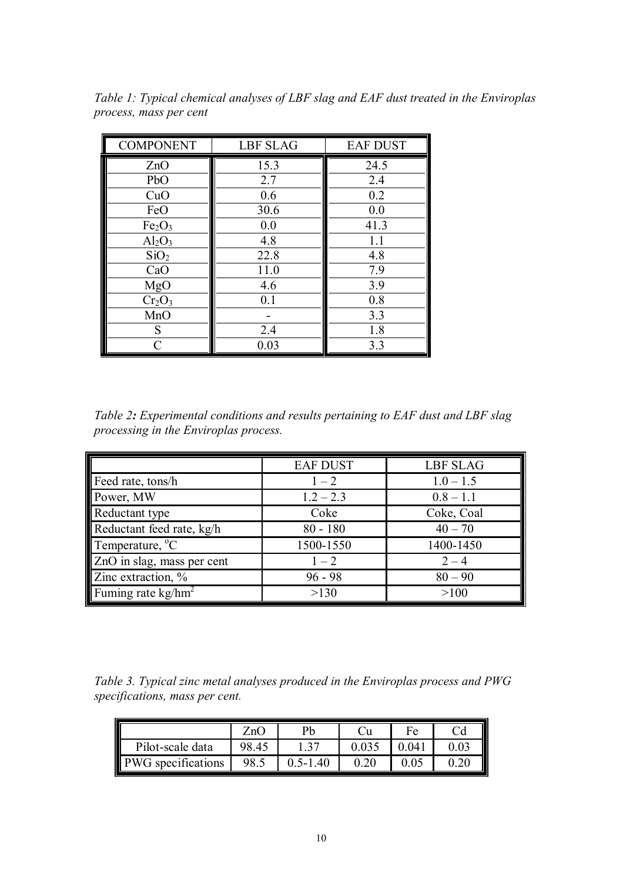*Table 1: Typical chemical analyses of LBF slag and EAF dust treated in the Enviroplas process, mass per cent*

| COMPONENT | LBF SLAG | EAF DUST |
|---|---|---|
| ZnO | 15.3 | 24.5 |
| PbO | 2.7 | 2.4 |
| CuO | 0.6 | 0.2 |
| FeO | 30.6 | 0.0 |
| $Fe_2O_3$ | 0.0 | 41.3 |
| $Al_2O_3$ | 4.8 | 1.1 |
| $SiO_2$ | 22.8 | 4.8 |
| CaO | 11.0 | 7.9 |
| MgO | 4.6 | 3.9 |
| $Cr_2O_3$ | 0.1 | 0.8 |
| MnO | - | 3.3 |
| S | 2.4 | 1.8 |
| C | 0.03 | 3.3 |

*Table 2**:** Experimental conditions and results pertaining to EAF dust and LBF slag processing in the Enviroplas process.*

| | EAF DUST | LBF SLAG |
|---|---|---|
| Feed rate, tons/h | 1 – 2 | 1.0 – 1.5 |
| Power, MW | 1.2 – 2.3 | 0.8 – 1.1 |
| Reductant type | Coke | Coke, Coal |
| Reductant feed rate, kg/h | 80 - 180 | 40 – 70 |
| Temperature, °C | 1500-1550 | 1400-1450 |
| ZnO in slag, mass per cent | 1 – 2 | 2 – 4 |
| Zinc extraction, % | 96 - 98 | 80 – 90 |
| Fuming rate kg/hm$^2$ | >130 | >100 |

*Table 3. Typical zinc metal analyses produced in the Enviroplas process and PWG specifications, mass per cent.*

| | ZnO | Pb | Cu | Fe | Cd |
|---|---|---|---|---|---|
| Pilot-scale data | 98.45 | 1.37 | 0.035 | 0.041 | 0.03 |
| PWG specifications | 98.5 | 0.5-1.40 | 0.20 | 0.05 | 0.20 |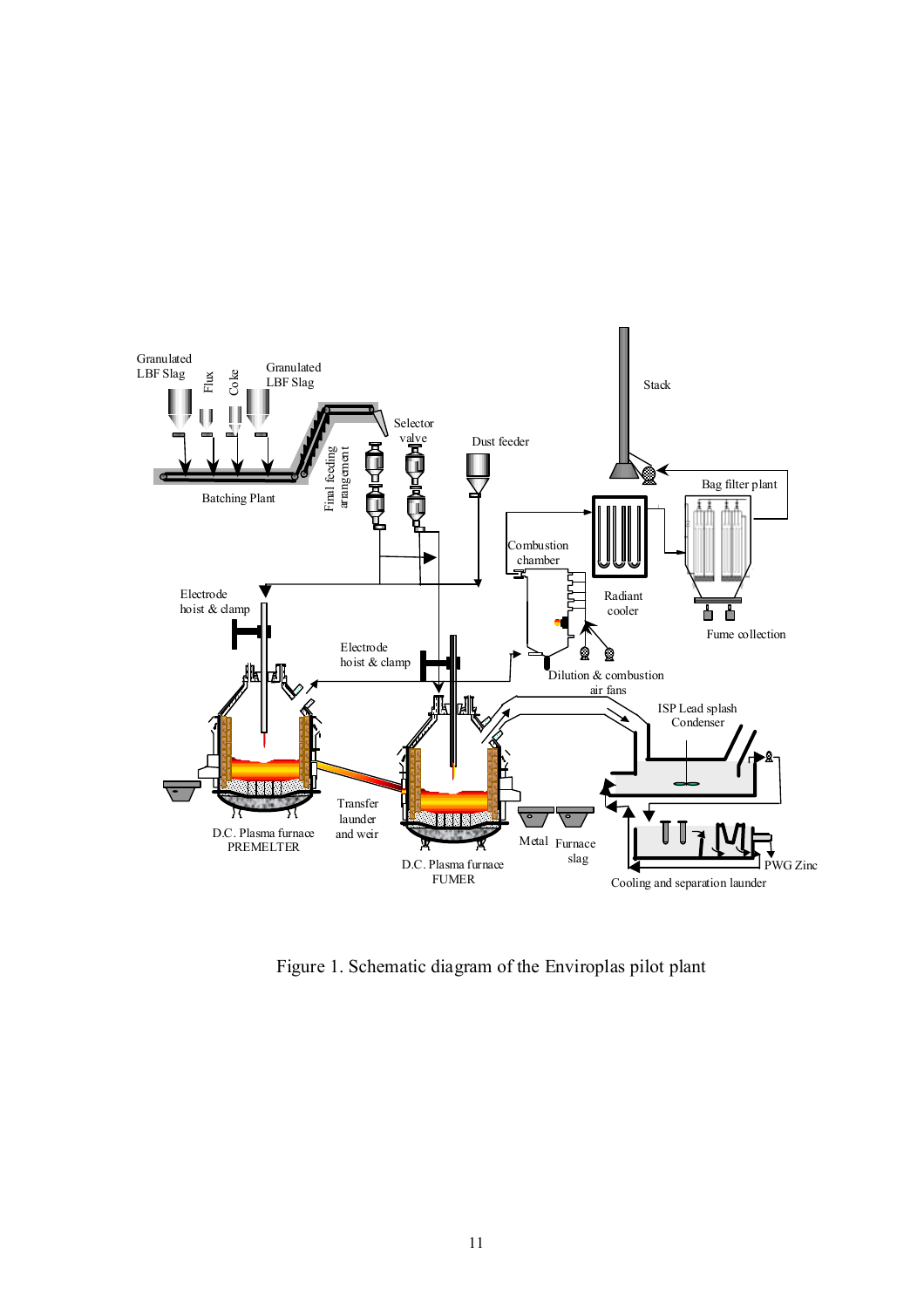Figure 1. Schematic diagram of the Enviroplas pilot plant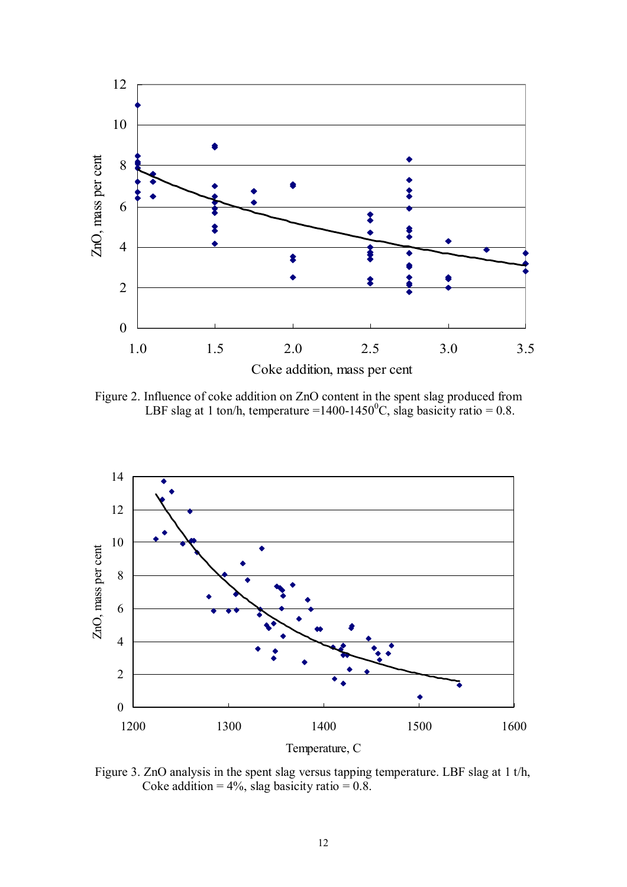Figure 2. Influence of coke addition on ZnO content in the spent slag produced from LBF slag at 1 ton/h, temperature =1400-1450$^0$C, slag basicity ratio = 0.8.

Figure 3. ZnO analysis in the spent slag versus tapping temperature. LBF slag at 1 t/h, Coke addition = 4%, slag basicity ratio = 0.8.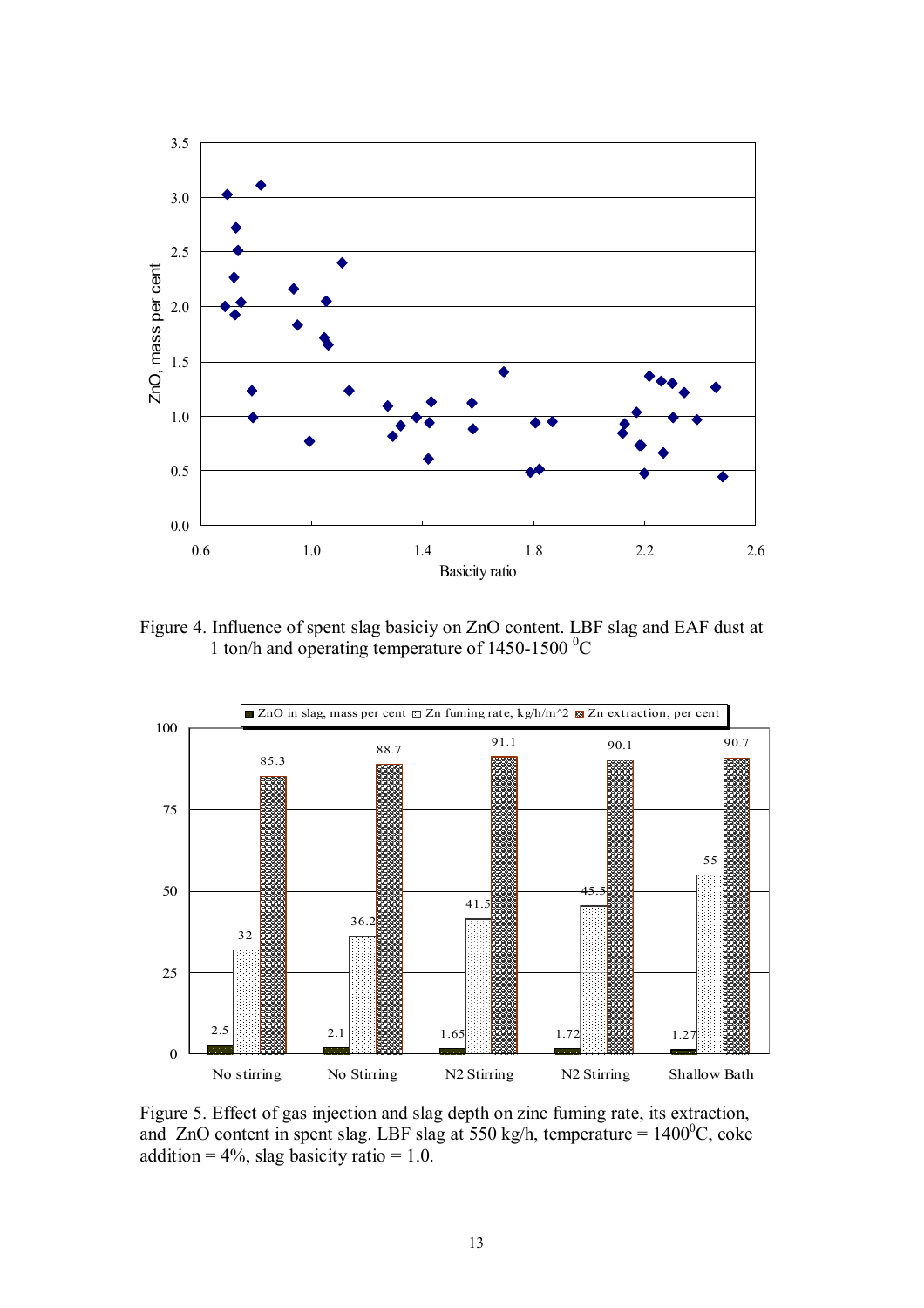Figure 4. Influence of spent slag basiciy on ZnO content. LBF slag and EAF dust at 1 ton/h and operating temperature of 1450-1500 $^0$C

Figure 5. Effect of gas injection and slag depth on zinc fuming rate, its extraction, and ZnO content in spent slag. LBF slag at 550 kg/h, temperature = 1400$^0$C, coke addition = 4%, slag basicity ratio = 1.0.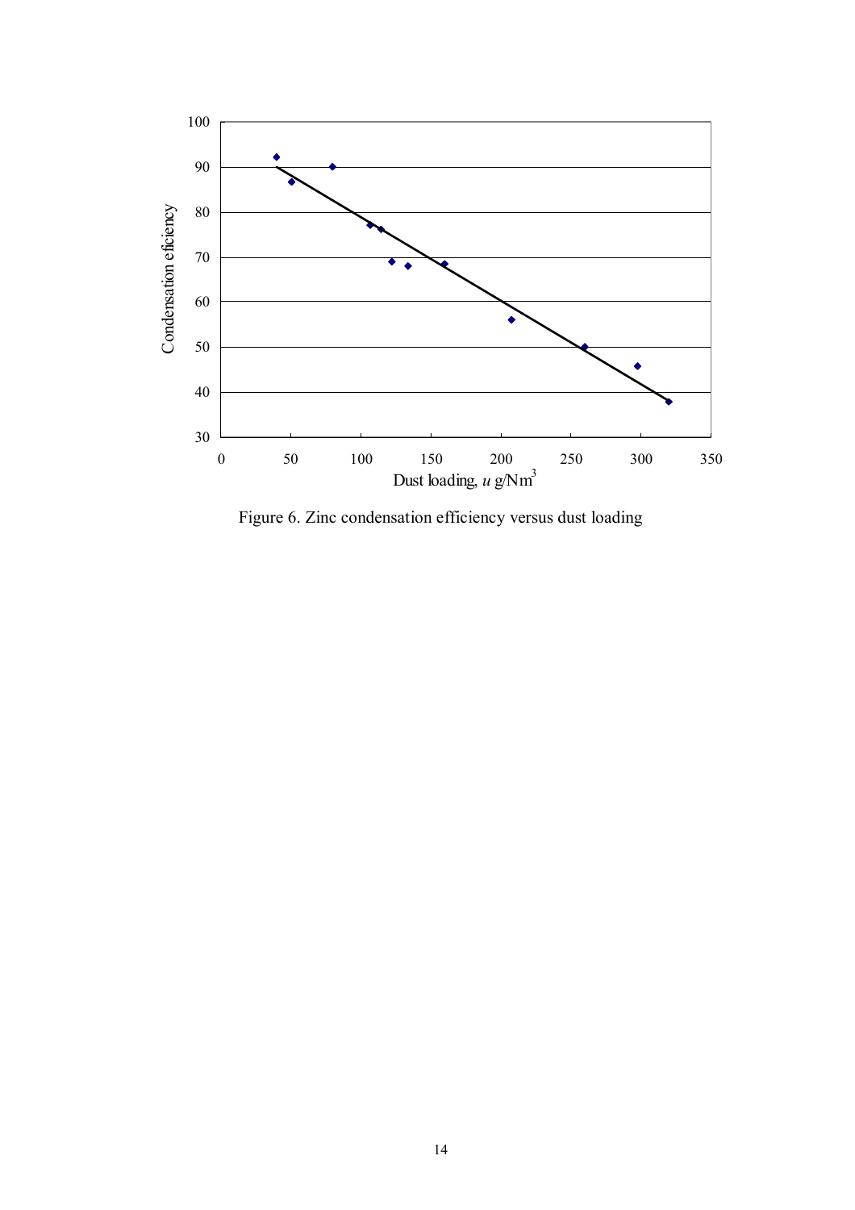100
90
80
70
60
50
40
30

Condensation eficiency

0
50
100
150
200
250
300
350

Dust loading, $u$ g/Nm$^3$

Figure 6. Zinc condensation efficiency versus dust loading